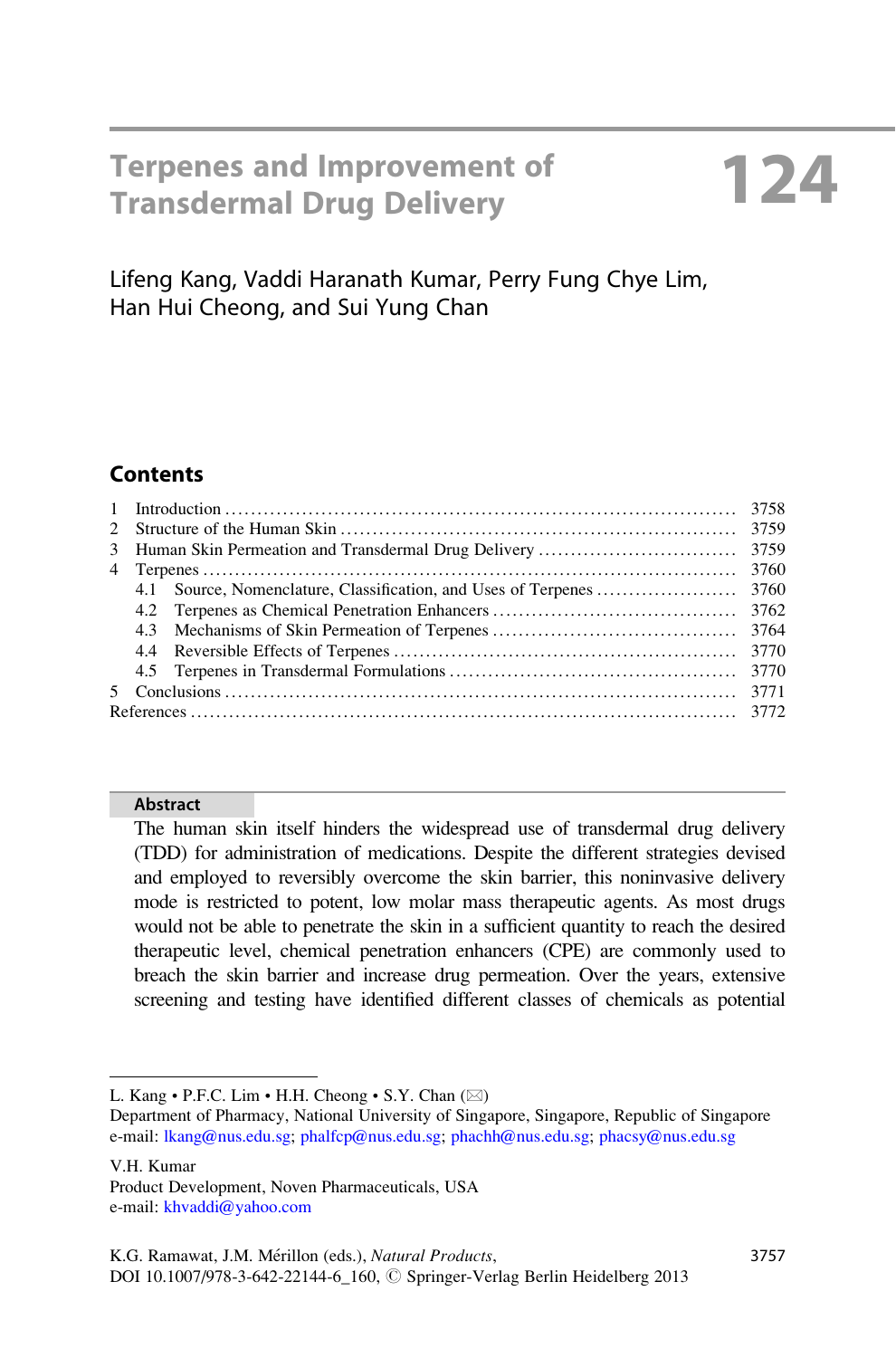# 124 Terpenes and Improvement of Transdermal Drug Delivery

Lifeng Kang, Vaddi Haranath Kumar, Perry Fung Chye Lim, Han Hui Cheong, and Sui Yung Chan

## Contents

| | | |
|---|---|---|
| 1 | Introduction | 3758 |
| 2 | Structure of the Human Skin | 3759 |
| 3 | Human Skin Permeation and Transdermal Drug Delivery | 3759 |
| 4 | Terpenes | 3760 |
| | 4.1 Source, Nomenclature, Classification, and Uses of Terpenes | 3760 |
| | 4.2 Terpenes as Chemical Penetration Enhancers | 3762 |
| | 4.3 Mechanisms of Skin Permeation of Terpenes | 3764 |
| | 4.4 Reversible Effects of Terpenes | 3770 |
| | 4.5 Terpenes in Transdermal Formulations | 3770 |
| 5 | Conclusions | 3771 |
| References | | 3772 |

### Abstract

The human skin itself hinders the widespread use of transdermal drug delivery (TDD) for administration of medications. Despite the different strategies devised and employed to reversibly overcome the skin barrier, this noninvasive delivery mode is restricted to potent, low molar mass therapeutic agents. As most drugs would not be able to penetrate the skin in a sufficient quantity to reach the desired therapeutic level, chemical penetration enhancers (CPE) are commonly used to breach the skin barrier and increase drug permeation. Over the years, extensive screening and testing have identified different classes of chemicals as potential

---

L. Kang • P.F.C. Lim • H.H. Cheong • S.Y. Chan (✉)
Department of Pharmacy, National University of Singapore, Singapore, Republic of Singapore
e-mail: lkang@nus.edu.sg; phalfcp@nus.edu.sg; phachh@nus.edu.sg; phacsy@nus.edu.sg

V.H. Kumar
Product Development, Noven Pharmaceuticals, USA
e-mail: khvaddi@yahoo.com

K.G. Ramawat, J.M. Mérillon (eds.), *Natural Products*,
DOI 10.1007/978-3-642-22144-6_160, © Springer-Verlag Berlin Heidelberg 2013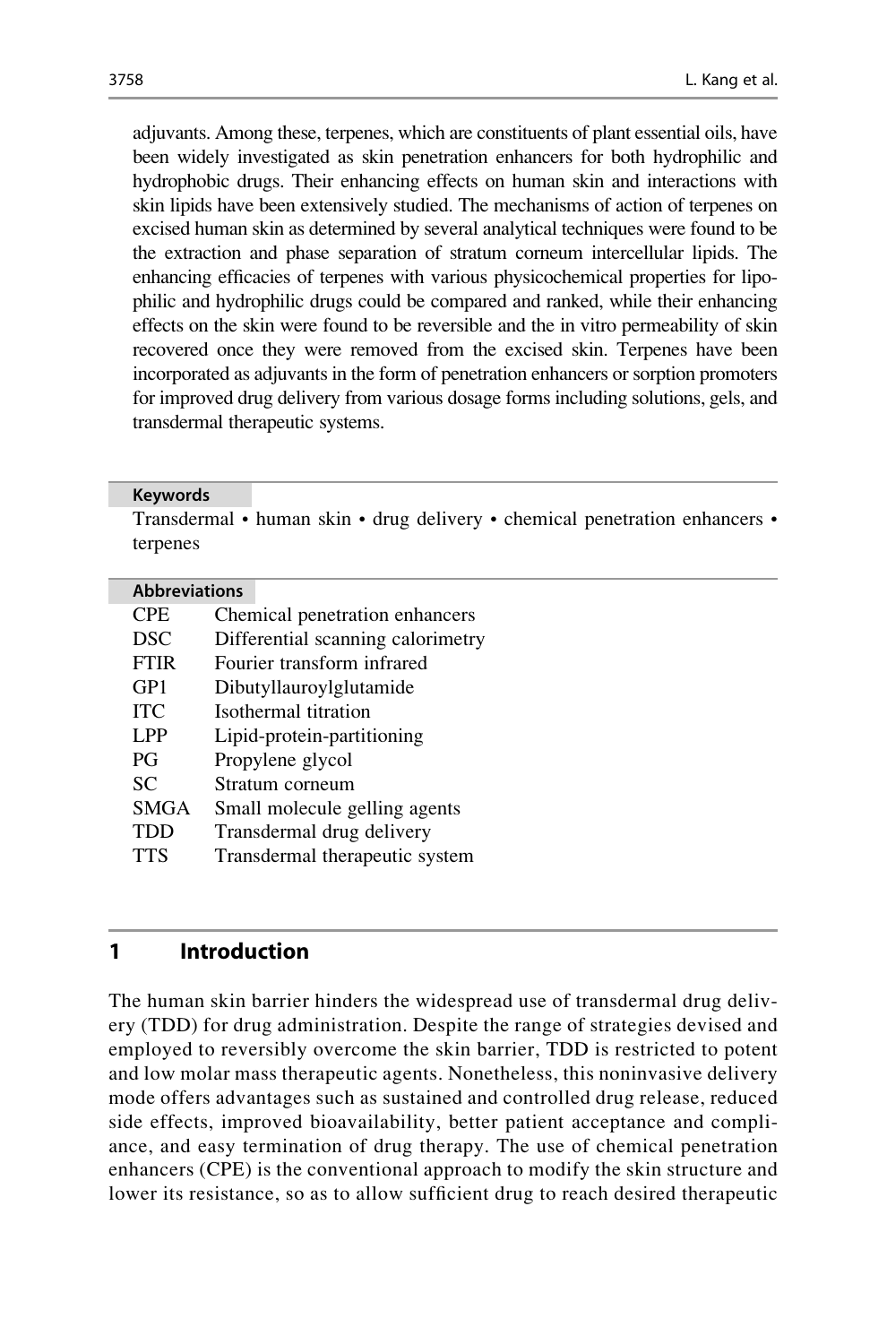adjuvants. Among these, terpenes, which are constituents of plant essential oils, have been widely investigated as skin penetration enhancers for both hydrophilic and hydrophobic drugs. Their enhancing effects on human skin and interactions with skin lipids have been extensively studied. The mechanisms of action of terpenes on excised human skin as determined by several analytical techniques were found to be the extraction and phase separation of stratum corneum intercellular lipids. The enhancing efficacies of terpenes with various physicochemical properties for lipophilic and hydrophilic drugs could be compared and ranked, while their enhancing effects on the skin were found to be reversible and the in vitro permeability of skin recovered once they were removed from the excised skin. Terpenes have been incorporated as adjuvants in the form of penetration enhancers or sorption promoters for improved drug delivery from various dosage forms including solutions, gels, and transdermal therapeutic systems.

**Keywords**

Transdermal • human skin • drug delivery • chemical penetration enhancers • terpenes

**Abbreviations**

| | |
|---|---|
| CPE | Chemical penetration enhancers |
| DSC | Differential scanning calorimetry |
| FTIR | Fourier transform infrared |
| GP1 | Dibutyllauroylglutamide |
| ITC | Isothermal titration |
| LPP | Lipid-protein-partitioning |
| PG | Propylene glycol |
| SC | Stratum corneum |
| SMGA | Small molecule gelling agents |
| TDD | Transdermal drug delivery |
| TTS | Transdermal therapeutic system |

## 1 Introduction

The human skin barrier hinders the widespread use of transdermal drug delivery (TDD) for drug administration. Despite the range of strategies devised and employed to reversibly overcome the skin barrier, TDD is restricted to potent and low molar mass therapeutic agents. Nonetheless, this noninvasive delivery mode offers advantages such as sustained and controlled drug release, reduced side effects, improved bioavailability, better patient acceptance and compliance, and easy termination of drug therapy. The use of chemical penetration enhancers (CPE) is the conventional approach to modify the skin structure and lower its resistance, so as to allow sufficient drug to reach desired therapeutic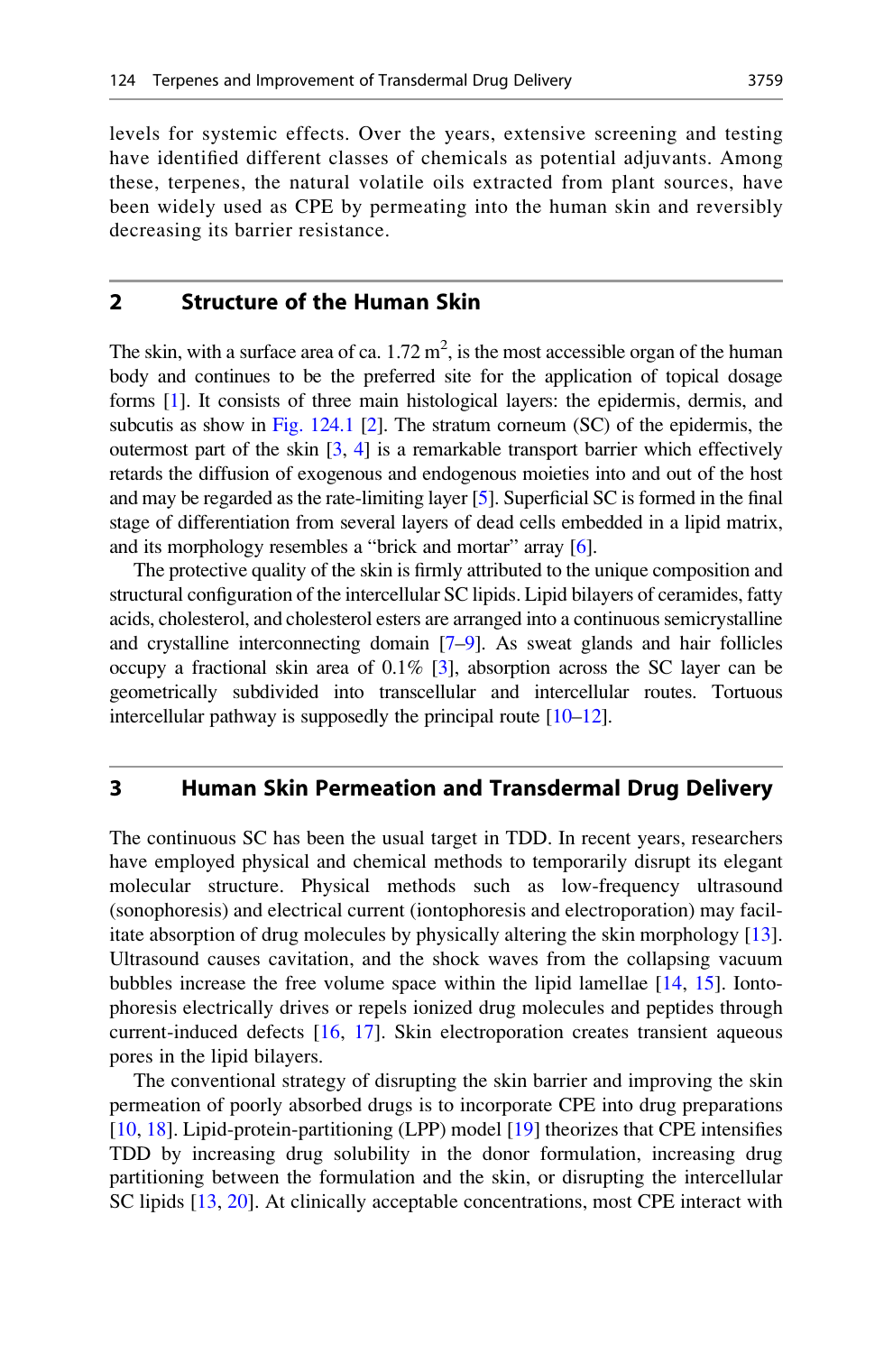levels for systemic effects. Over the years, extensive screening and testing have identified different classes of chemicals as potential adjuvants. Among these, terpenes, the natural volatile oils extracted from plant sources, have been widely used as CPE by permeating into the human skin and reversibly decreasing its barrier resistance.

## 2 Structure of the Human Skin

The skin, with a surface area of ca. 1.72 $m^2$, is the most accessible organ of the human body and continues to be the preferred site for the application of topical dosage forms [1]. It consists of three main histological layers: the epidermis, dermis, and subcutis as show in Fig. 124.1 [2]. The stratum corneum (SC) of the epidermis, the outermost part of the skin [3, 4] is a remarkable transport barrier which effectively retards the diffusion of exogenous and endogenous moieties into and out of the host and may be regarded as the rate-limiting layer [5]. Superficial SC is formed in the final stage of differentiation from several layers of dead cells embedded in a lipid matrix, and its morphology resembles a "brick and mortar" array [6].

The protective quality of the skin is firmly attributed to the unique composition and structural configuration of the intercellular SC lipids. Lipid bilayers of ceramides, fatty acids, cholesterol, and cholesterol esters are arranged into a continuous semicrystalline and crystalline interconnecting domain [7–9]. As sweat glands and hair follicles occupy a fractional skin area of 0.1% [3], absorption across the SC layer can be geometrically subdivided into transcellular and intercellular routes. Tortuous intercellular pathway is supposedly the principal route [10–12].

## 3 Human Skin Permeation and Transdermal Drug Delivery

The continuous SC has been the usual target in TDD. In recent years, researchers have employed physical and chemical methods to temporarily disrupt its elegant molecular structure. Physical methods such as low-frequency ultrasound (sonophoresis) and electrical current (iontophoresis and electroporation) may facilitate absorption of drug molecules by physically altering the skin morphology [13]. Ultrasound causes cavitation, and the shock waves from the collapsing vacuum bubbles increase the free volume space within the lipid lamellae [14, 15]. Iontophoresis electrically drives or repels ionized drug molecules and peptides through current-induced defects [16, 17]. Skin electroporation creates transient aqueous pores in the lipid bilayers.

The conventional strategy of disrupting the skin barrier and improving the skin permeation of poorly absorbed drugs is to incorporate CPE into drug preparations [10, 18]. Lipid-protein-partitioning (LPP) model [19] theorizes that CPE intensifies TDD by increasing drug solubility in the donor formulation, increasing drug partitioning between the formulation and the skin, or disrupting the intercellular SC lipids [13, 20]. At clinically acceptable concentrations, most CPE interact with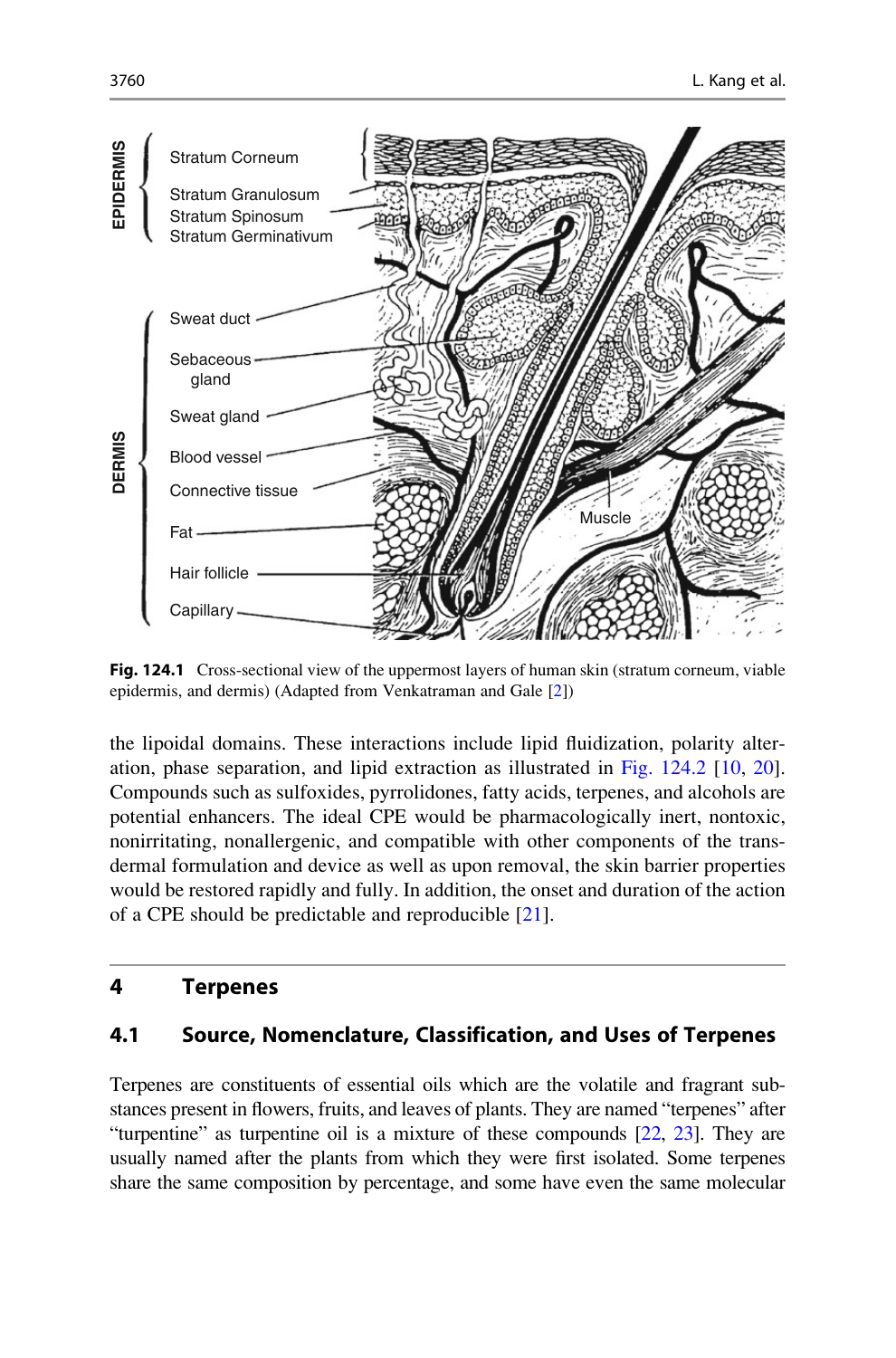**Fig. 124.1** Cross-sectional view of the uppermost layers of human skin (stratum corneum, viable epidermis, and dermis) (Adapted from Venkatraman and Gale [2])

the lipoidal domains. These interactions include lipid fluidization, polarity alteration, phase separation, and lipid extraction as illustrated in Fig. 124.2 [10, 20]. Compounds such as sulfoxides, pyrrolidones, fatty acids, terpenes, and alcohols are potential enhancers. The ideal CPE would be pharmacologically inert, nontoxic, nonirritating, nonallergenic, and compatible with other components of the transdermal formulation and device as well as upon removal, the skin barrier properties would be restored rapidly and fully. In addition, the onset and duration of the action of a CPE should be predictable and reproducible [21].

## 4 Terpenes

### 4.1 Source, Nomenclature, Classification, and Uses of Terpenes

Terpenes are constituents of essential oils which are the volatile and fragrant substances present in flowers, fruits, and leaves of plants. They are named "terpenes" after "turpentine" as turpentine oil is a mixture of these compounds [22, 23]. They are usually named after the plants from which they were first isolated. Some terpenes share the same composition by percentage, and some have even the same molecular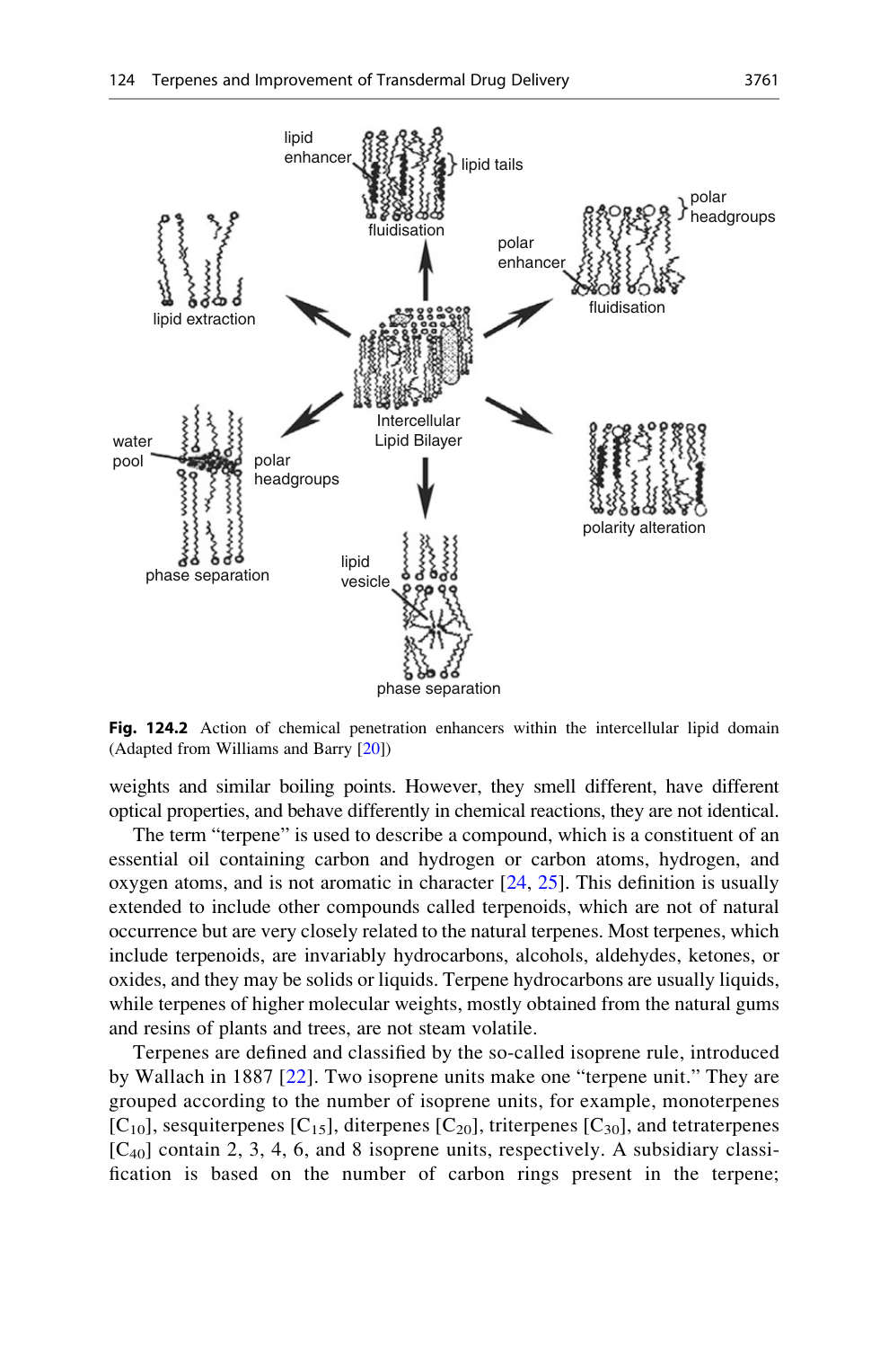Fig. 124.2 Action of chemical penetration enhancers within the intercellular lipid domain (Adapted from Williams and Barry [20])

weights and similar boiling points. However, they smell different, have different optical properties, and behave differently in chemical reactions, they are not identical.

The term "terpene" is used to describe a compound, which is a constituent of an essential oil containing carbon and hydrogen or carbon atoms, hydrogen, and oxygen atoms, and is not aromatic in character [24, 25]. This definition is usually extended to include other compounds called terpenoids, which are not of natural occurrence but are very closely related to the natural terpenes. Most terpenes, which include terpenoids, are invariably hydrocarbons, alcohols, aldehydes, ketones, or oxides, and they may be solids or liquids. Terpene hydrocarbons are usually liquids, while terpenes of higher molecular weights, mostly obtained from the natural gums and resins of plants and trees, are not steam volatile.

Terpenes are defined and classified by the so-called isoprene rule, introduced by Wallach in 1887 [22]. Two isoprene units make one "terpene unit." They are grouped according to the number of isoprene units, for example, monoterpenes [$C_{10}$], sesquiterpenes [$C_{15}$], diterpenes [$C_{20}$], triterpenes [$C_{30}$], and tetraterpenes [$C_{40}$] contain 2, 3, 4, 6, and 8 isoprene units, respectively. A subsidiary classification is based on the number of carbon rings present in the terpene;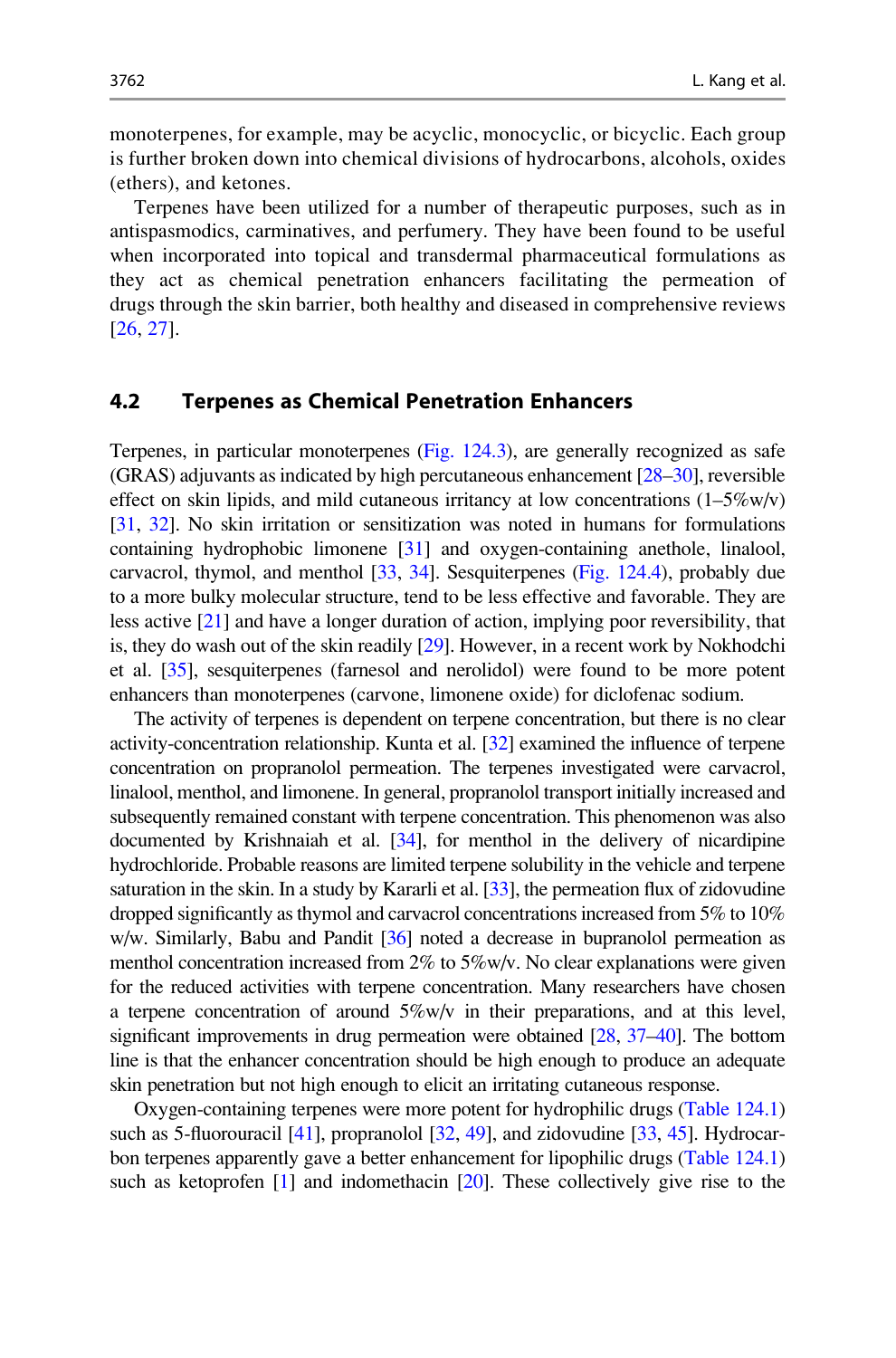monoterpenes, for example, may be acyclic, monocyclic, or bicyclic. Each group is further broken down into chemical divisions of hydrocarbons, alcohols, oxides (ethers), and ketones.

Terpenes have been utilized for a number of therapeutic purposes, such as in antispasmodics, carminatives, and perfumery. They have been found to be useful when incorporated into topical and transdermal pharmaceutical formulations as they act as chemical penetration enhancers facilitating the permeation of drugs through the skin barrier, both healthy and diseased in comprehensive reviews [26, 27].

## 4.2 Terpenes as Chemical Penetration Enhancers

Terpenes, in particular monoterpenes (Fig. 124.3), are generally recognized as safe (GRAS) adjuvants as indicated by high percutaneous enhancement [28–30], reversible effect on skin lipids, and mild cutaneous irritancy at low concentrations (1–5%w/v) [31, 32]. No skin irritation or sensitization was noted in humans for formulations containing hydrophobic limonene [31] and oxygen-containing anethole, linalool, carvacrol, thymol, and menthol [33, 34]. Sesquiterpenes (Fig. 124.4), probably due to a more bulky molecular structure, tend to be less effective and favorable. They are less active [21] and have a longer duration of action, implying poor reversibility, that is, they do wash out of the skin readily [29]. However, in a recent work by Nokhodchi et al. [35], sesquiterpenes (farnesol and nerolidol) were found to be more potent enhancers than monoterpenes (carvone, limonene oxide) for diclofenac sodium.

The activity of terpenes is dependent on terpene concentration, but there is no clear activity-concentration relationship. Kunta et al. [32] examined the influence of terpene concentration on propranolol permeation. The terpenes investigated were carvacrol, linalool, menthol, and limonene. In general, propranolol transport initially increased and subsequently remained constant with terpene concentration. This phenomenon was also documented by Krishnaiah et al. [34], for menthol in the delivery of nicardipine hydrochloride. Probable reasons are limited terpene solubility in the vehicle and terpene saturation in the skin. In a study by Kararli et al. [33], the permeation flux of zidovudine dropped significantly as thymol and carvacrol concentrations increased from 5% to 10% w/w. Similarly, Babu and Pandit [36] noted a decrease in bupranolol permeation as menthol concentration increased from 2% to 5%w/v. No clear explanations were given for the reduced activities with terpene concentration. Many researchers have chosen a terpene concentration of around 5%w/v in their preparations, and at this level, significant improvements in drug permeation were obtained [28, 37–40]. The bottom line is that the enhancer concentration should be high enough to produce an adequate skin penetration but not high enough to elicit an irritating cutaneous response.

Oxygen-containing terpenes were more potent for hydrophilic drugs (Table 124.1) such as 5-fluorouracil [41], propranolol [32, 49], and zidovudine [33, 45]. Hydrocarbon terpenes apparently gave a better enhancement for lipophilic drugs (Table 124.1) such as ketoprofen [1] and indomethacin [20]. These collectively give rise to the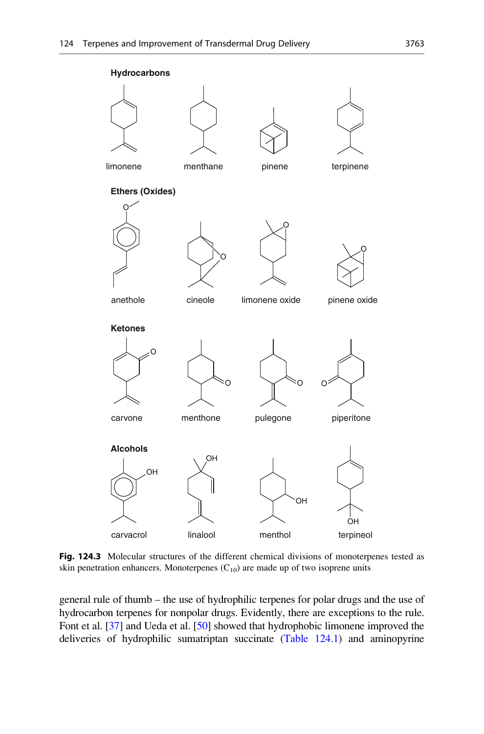**Hydrocarbons**

limonene menthane pinene terpinene

**Ethers (Oxides)**

anethole cineole limonene oxide pinene oxide

**Ketones**

carvone menthone pulegone piperitone

**Alcohols**

carvacrol linalool menthol terpineol

**Fig. 124.3** Molecular structures of the different chemical divisions of monoterpenes tested as skin penetration enhancers. Monoterpenes ($C_{10}$) are made up of two isoprene units

general rule of thumb – the use of hydrophilic terpenes for polar drugs and the use of hydrocarbon terpenes for nonpolar drugs. Evidently, there are exceptions to the rule. Font et al. [37] and Ueda et al. [50] showed that hydrophobic limonene improved the deliveries of hydrophilic sumatriptan succinate (Table 124.1) and aminopyrine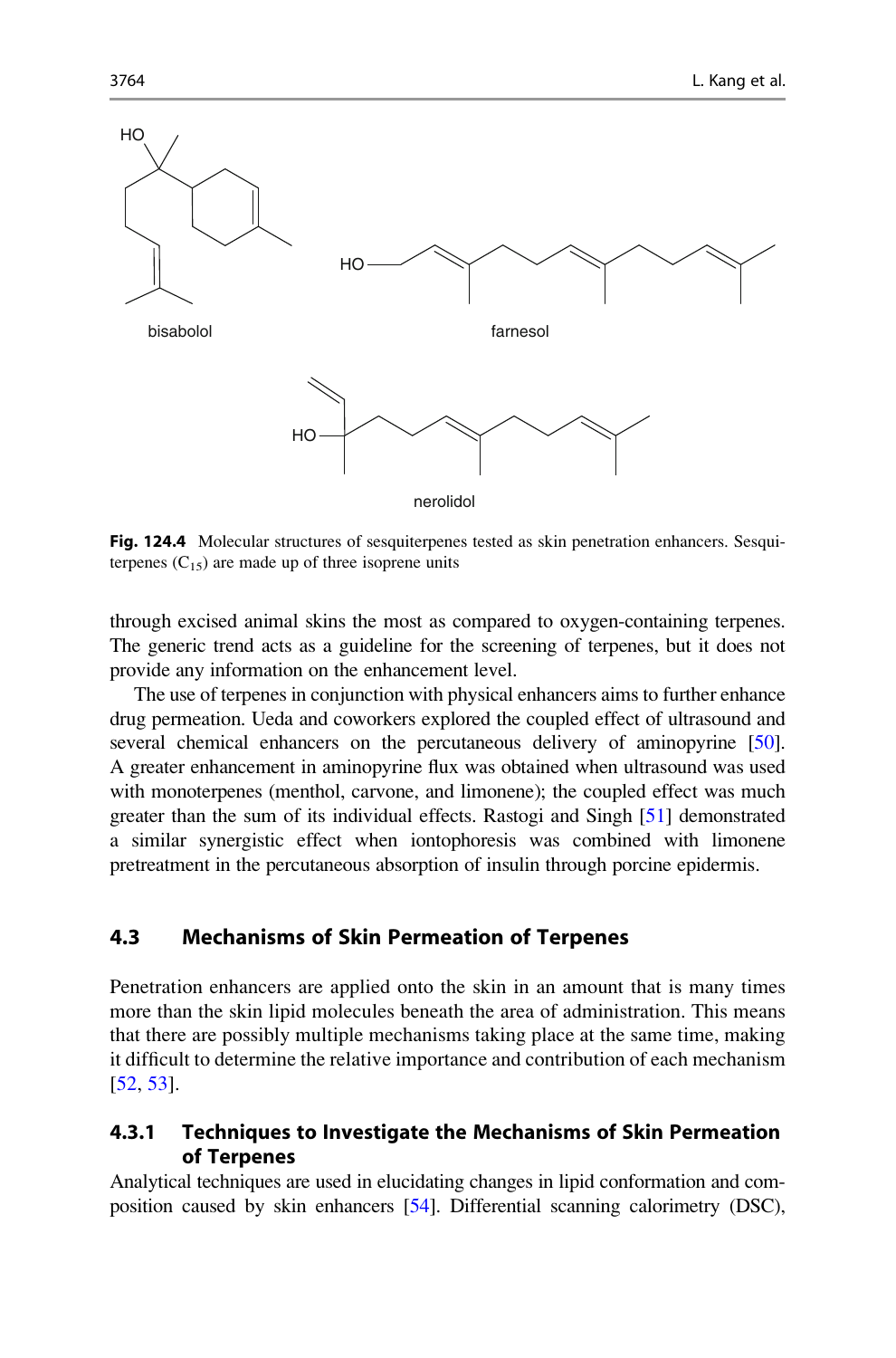bisabolol

farnesol

nerolidol

**Fig. 124.4** Molecular structures of sesquiterpenes tested as skin penetration enhancers. Sesquiterpenes ($C_{15}$) are made up of three isoprene units

through excised animal skins the most as compared to oxygen-containing terpenes. The generic trend acts as a guideline for the screening of terpenes, but it does not provide any information on the enhancement level.

The use of terpenes in conjunction with physical enhancers aims to further enhance drug permeation. Ueda and coworkers explored the coupled effect of ultrasound and several chemical enhancers on the percutaneous delivery of aminopyrine [50]. A greater enhancement in aminopyrine flux was obtained when ultrasound was used with monoterpenes (menthol, carvone, and limonene); the coupled effect was much greater than the sum of its individual effects. Rastogi and Singh [51] demonstrated a similar synergistic effect when iontophoresis was combined with limonene pretreatment in the percutaneous absorption of insulin through porcine epidermis.

## 4.3 Mechanisms of Skin Permeation of Terpenes

Penetration enhancers are applied onto the skin in an amount that is many times more than the skin lipid molecules beneath the area of administration. This means that there are possibly multiple mechanisms taking place at the same time, making it difficult to determine the relative importance and contribution of each mechanism [52, 53].

### 4.3.1 Techniques to Investigate the Mechanisms of Skin Permeation of Terpenes

Analytical techniques are used in elucidating changes in lipid conformation and composition caused by skin enhancers [54]. Differential scanning calorimetry (DSC),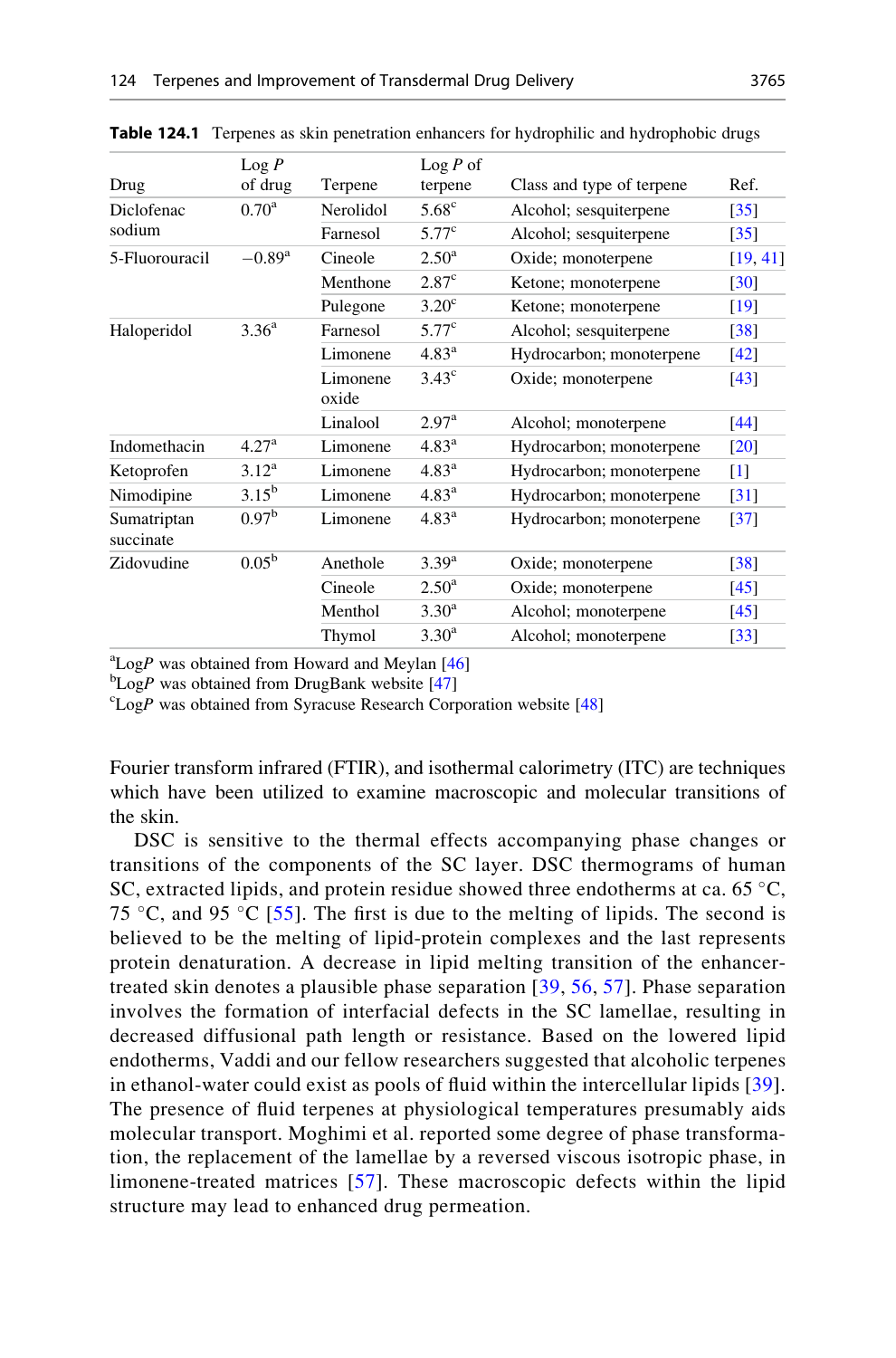**Table 124.1** Terpenes as skin penetration enhancers for hydrophilic and hydrophobic drugs

| Drug | Log *P* of drug | Terpene | Log *P* of terpene | Class and type of terpene | Ref. |
|---|---|---|---|---|---|
| Diclofenac sodium | 0.70[a] | Nerolidol | 5.68[c] | Alcohol; sesquiterpene | [35] |
| | | Farnesol | 5.77[c] | Alcohol; sesquiterpene | [35] |
| 5-Fluorouracil | −0.89[a] | Cineole | 2.50[a] | Oxide; monoterpene | [19, 41] |
| | | Menthone | 2.87[c] | Ketone; monoterpene | [30] |
| | | Pulegone | 3.20[c] | Ketone; monoterpene | [19] |
| Haloperidol | 3.36[a] | Farnesol | 5.77[c] | Alcohol; sesquiterpene | [38] |
| | | Limonene | 4.83[a] | Hydrocarbon; monoterpene | [42] |
| | | Limonene oxide | 3.43[c] | Oxide; monoterpene | [43] |
| | | Linalool | 2.97[a] | Alcohol; monoterpene | [44] |
| Indomethacin | 4.27[a] | Limonene | 4.83[a] | Hydrocarbon; monoterpene | [20] |
| Ketoprofen | 3.12[a] | Limonene | 4.83[a] | Hydrocarbon; monoterpene | [1] |
| Nimodipine | 3.15[b] | Limonene | 4.83[a] | Hydrocarbon; monoterpene | [31] |
| Sumatriptan succinate | 0.97[b] | Limonene | 4.83[a] | Hydrocarbon; monoterpene | [37] |
| Zidovudine | 0.05[b] | Anethole | 3.39[a] | Oxide; monoterpene | [38] |
| | | Cineole | 2.50[a] | Oxide; monoterpene | [45] |
| | | Menthol | 3.30[a] | Alcohol; monoterpene | [45] |
| | | Thymol | 3.30[a] | Alcohol; monoterpene | [33] |

[a]Log*P* was obtained from Howard and Meylan [46]
[b]Log*P* was obtained from DrugBank website [47]
[c]Log*P* was obtained from Syracuse Research Corporation website [48]

Fourier transform infrared (FTIR), and isothermal calorimetry (ITC) are techniques which have been utilized to examine macroscopic and molecular transitions of the skin.

DSC is sensitive to the thermal effects accompanying phase changes or transitions of the components of the SC layer. DSC thermograms of human SC, extracted lipids, and protein residue showed three endotherms at ca. 65 °C, 75 °C, and 95 °C [55]. The first is due to the melting of lipids. The second is believed to be the melting of lipid-protein complexes and the last represents protein denaturation. A decrease in lipid melting transition of the enhancer-treated skin denotes a plausible phase separation [39, 56, 57]. Phase separation involves the formation of interfacial defects in the SC lamellae, resulting in decreased diffusional path length or resistance. Based on the lowered lipid endotherms, Vaddi and our fellow researchers suggested that alcoholic terpenes in ethanol-water could exist as pools of fluid within the intercellular lipids [39]. The presence of fluid terpenes at physiological temperatures presumably aids molecular transport. Moghimi et al. reported some degree of phase transformation, the replacement of the lamellae by a reversed viscous isotropic phase, in limonene-treated matrices [57]. These macroscopic defects within the lipid structure may lead to enhanced drug permeation.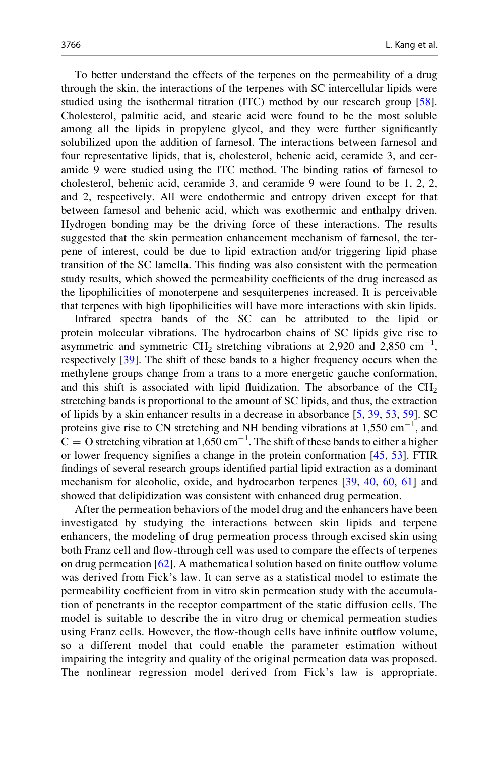To better understand the effects of the terpenes on the permeability of a drug through the skin, the interactions of the terpenes with SC intercellular lipids were studied using the isothermal titration (ITC) method by our research group [58]. Cholesterol, palmitic acid, and stearic acid were found to be the most soluble among all the lipids in propylene glycol, and they were further significantly solubilized upon the addition of farnesol. The interactions between farnesol and four representative lipids, that is, cholesterol, behenic acid, ceramide 3, and ceramide 9 were studied using the ITC method. The binding ratios of farnesol to cholesterol, behenic acid, ceramide 3, and ceramide 9 were found to be 1, 2, 2, and 2, respectively. All were endothermic and entropy driven except for that between farnesol and behenic acid, which was exothermic and enthalpy driven. Hydrogen bonding may be the driving force of these interactions. The results suggested that the skin permeation enhancement mechanism of farnesol, the terpene of interest, could be due to lipid extraction and/or triggering lipid phase transition of the SC lamella. This finding was also consistent with the permeation study results, which showed the permeability coefficients of the drug increased as the lipophilicities of monoterpene and sesquiterpenes increased. It is perceivable that terpenes with high lipophilicities will have more interactions with skin lipids.

Infrared spectra bands of the SC can be attributed to the lipid or protein molecular vibrations. The hydrocarbon chains of SC lipids give rise to asymmetric and symmetric $CH_2$ stretching vibrations at 2,920 and 2,850 $cm^{-1}$, respectively [39]. The shift of these bands to a higher frequency occurs when the methylene groups change from a trans to a more energetic gauche conformation, and this shift is associated with lipid fluidization. The absorbance of the $CH_2$ stretching bands is proportional to the amount of SC lipids, and thus, the extraction of lipids by a skin enhancer results in a decrease in absorbance [5, 39, 53, 59]. SC proteins give rise to CN stretching and NH bending vibrations at 1,550 $cm^{-1}$, and $C = O$ stretching vibration at 1,650 $cm^{-1}$. The shift of these bands to either a higher or lower frequency signifies a change in the protein conformation [45, 53]. FTIR findings of several research groups identified partial lipid extraction as a dominant mechanism for alcoholic, oxide, and hydrocarbon terpenes [39, 40, 60, 61] and showed that delipidization was consistent with enhanced drug permeation.

After the permeation behaviors of the model drug and the enhancers have been investigated by studying the interactions between skin lipids and terpene enhancers, the modeling of drug permeation process through excised skin using both Franz cell and flow-through cell was used to compare the effects of terpenes on drug permeation [62]. A mathematical solution based on finite outflow volume was derived from Fick's law. It can serve as a statistical model to estimate the permeability coefficient from in vitro skin permeation study with the accumulation of penetrants in the receptor compartment of the static diffusion cells. The model is suitable to describe the in vitro drug or chemical permeation studies using Franz cells. However, the flow-though cells have infinite outflow volume, so a different model that could enable the parameter estimation without impairing the integrity and quality of the original permeation data was proposed. The nonlinear regression model derived from Fick's law is appropriate.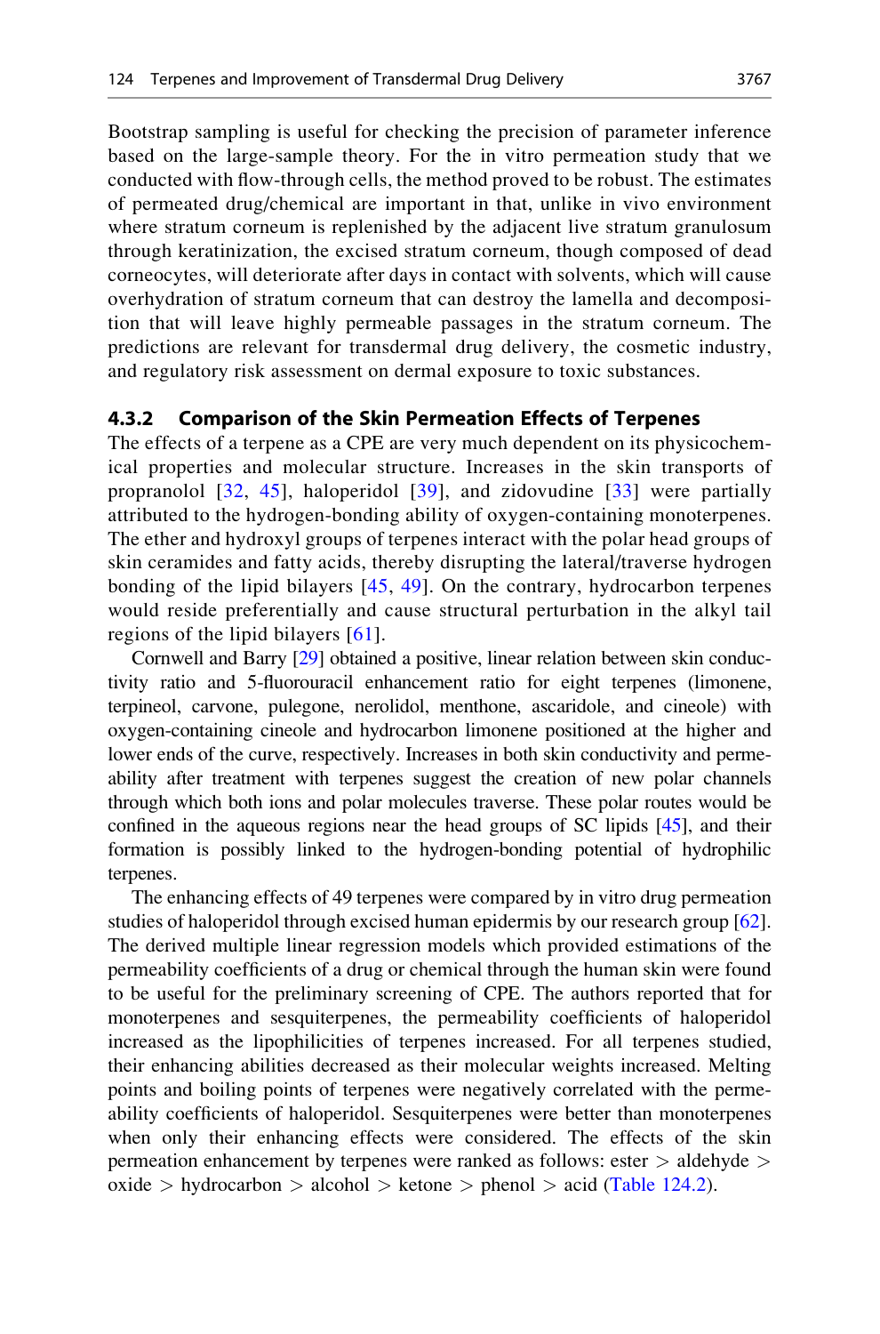Bootstrap sampling is useful for checking the precision of parameter inference based on the large-sample theory. For the in vitro permeation study that we conducted with flow-through cells, the method proved to be robust. The estimates of permeated drug/chemical are important in that, unlike in vivo environment where stratum corneum is replenished by the adjacent live stratum granulosum through keratinization, the excised stratum corneum, though composed of dead corneocytes, will deteriorate after days in contact with solvents, which will cause overhydration of stratum corneum that can destroy the lamella and decomposition that will leave highly permeable passages in the stratum corneum. The predictions are relevant for transdermal drug delivery, the cosmetic industry, and regulatory risk assessment on dermal exposure to toxic substances.

### 4.3.2 Comparison of the Skin Permeation Effects of Terpenes

The effects of a terpene as a CPE are very much dependent on its physicochemical properties and molecular structure. Increases in the skin transports of propranolol [32, 45], haloperidol [39], and zidovudine [33] were partially attributed to the hydrogen-bonding ability of oxygen-containing monoterpenes. The ether and hydroxyl groups of terpenes interact with the polar head groups of skin ceramides and fatty acids, thereby disrupting the lateral/traverse hydrogen bonding of the lipid bilayers [45, 49]. On the contrary, hydrocarbon terpenes would reside preferentially and cause structural perturbation in the alkyl tail regions of the lipid bilayers [61].

Cornwell and Barry [29] obtained a positive, linear relation between skin conductivity ratio and 5-fluorouracil enhancement ratio for eight terpenes (limonene, terpineol, carvone, pulegone, nerolidol, menthone, ascaridole, and cineole) with oxygen-containing cineole and hydrocarbon limonene positioned at the higher and lower ends of the curve, respectively. Increases in both skin conductivity and permeability after treatment with terpenes suggest the creation of new polar channels through which both ions and polar molecules traverse. These polar routes would be confined in the aqueous regions near the head groups of SC lipids [45], and their formation is possibly linked to the hydrogen-bonding potential of hydrophilic terpenes.

The enhancing effects of 49 terpenes were compared by in vitro drug permeation studies of haloperidol through excised human epidermis by our research group [62]. The derived multiple linear regression models which provided estimations of the permeability coefficients of a drug or chemical through the human skin were found to be useful for the preliminary screening of CPE. The authors reported that for monoterpenes and sesquiterpenes, the permeability coefficients of haloperidol increased as the lipophilicities of terpenes increased. For all terpenes studied, their enhancing abilities decreased as their molecular weights increased. Melting points and boiling points of terpenes were negatively correlated with the permeability coefficients of haloperidol. Sesquiterpenes were better than monoterpenes when only their enhancing effects were considered. The effects of the skin permeation enhancement by terpenes were ranked as follows: ester > aldehyde > oxide > hydrocarbon > alcohol > ketone > phenol > acid (Table 124.2).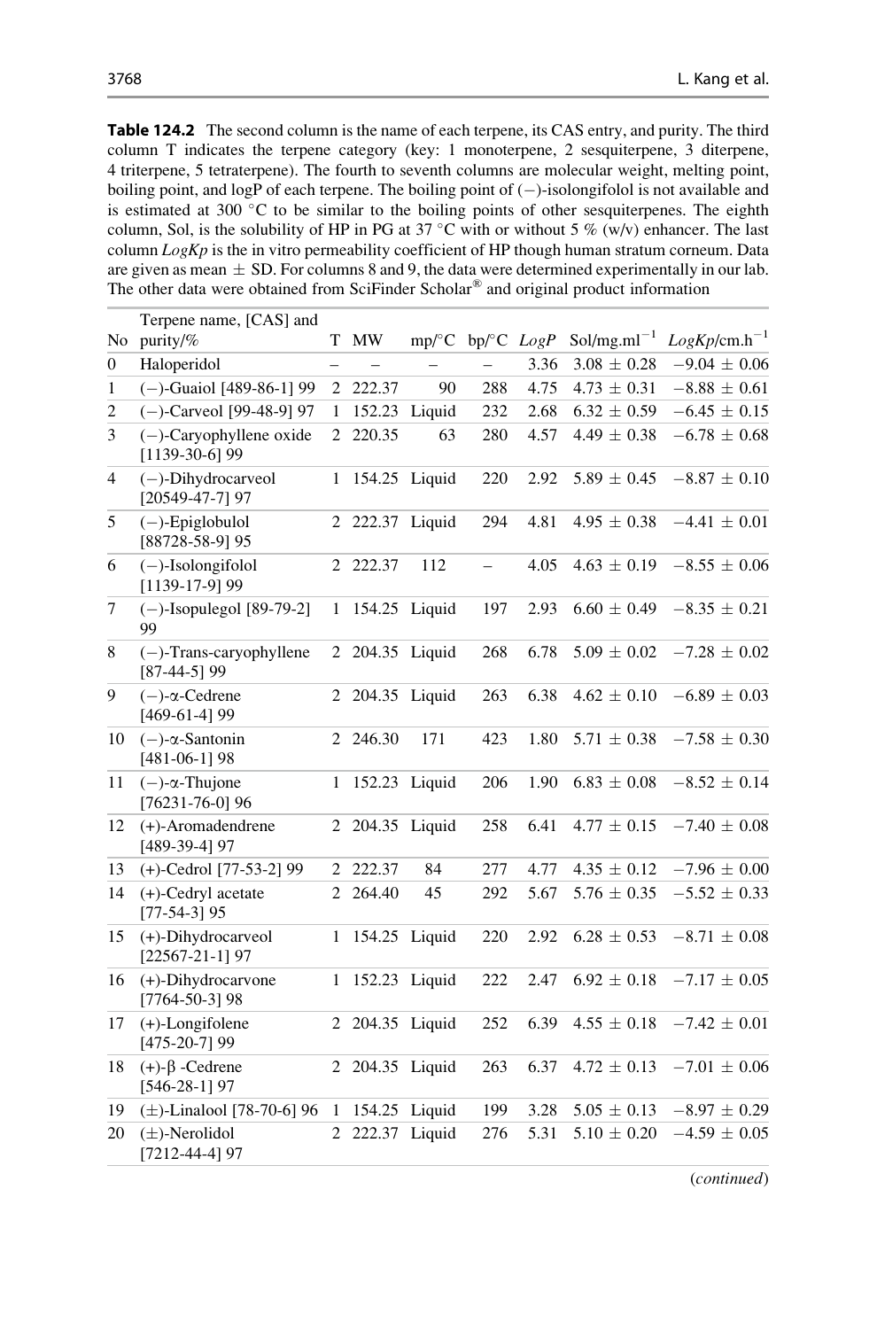**Table 124.2** The second column is the name of each terpene, its CAS entry, and purity. The third column T indicates the terpene category (key: 1 monoterpene, 2 sesquiterpene, 3 diterpene, 4 triterpene, 5 tetraterpene). The fourth to seventh columns are molecular weight, melting point, boiling point, and logP of each terpene. The boiling point of (−)-isolongifolol is not available and is estimated at 300 °C to be similar to the boiling points of other sesquiterpenes. The eighth column, Sol, is the solubility of HP in PG at 37 °C with or without 5 % (w/v) enhancer. The last column *LogKp* is the in vitro permeability coefficient of HP though human stratum corneum. Data are given as mean ± SD. For columns 8 and 9, the data were determined experimentally in our lab. The other data were obtained from SciFinder Scholar® and original product information

| No | Terpene name, [CAS] and purity/% | T | MW | mp/°C | bp/°C | *LogP* | Sol/mg.ml$^{-1}$ | *LogKp*/cm.h$^{-1}$ |
|---|---|---|---|---|---|---|---|---|
| 0 | Haloperidol | – | – | – | – | 3.36 | 3.08 ± 0.28 | −9.04 ± 0.06 |
| 1 | (−)-Guaiol [489-86-1] 99 | 2 | 222.37 | 90 | 288 | 4.75 | 4.73 ± 0.31 | −8.88 ± 0.61 |
| 2 | (−)-Carveol [99-48-9] 97 | 1 | 152.23 | Liquid | 232 | 2.68 | 6.32 ± 0.59 | −6.45 ± 0.15 |
| 3 | (−)-Caryophyllene oxide [1139-30-6] 99 | 2 | 220.35 | 63 | 280 | 4.57 | 4.49 ± 0.38 | −6.78 ± 0.68 |
| 4 | (−)-Dihydrocarveol [20549-47-7] 97 | 1 | 154.25 | Liquid | 220 | 2.92 | 5.89 ± 0.45 | −8.87 ± 0.10 |
| 5 | (−)-Epiglobulol [88728-58-9] 95 | 2 | 222.37 | Liquid | 294 | 4.81 | 4.95 ± 0.38 | −4.41 ± 0.01 |
| 6 | (−)-Isolongifolol [1139-17-9] 99 | 2 | 222.37 | 112 | – | 4.05 | 4.63 ± 0.19 | −8.55 ± 0.06 |
| 7 | (−)-Isopulegol [89-79-2] 99 | 1 | 154.25 | Liquid | 197 | 2.93 | 6.60 ± 0.49 | −8.35 ± 0.21 |
| 8 | (−)-Trans-caryophyllene [87-44-5] 99 | 2 | 204.35 | Liquid | 268 | 6.78 | 5.09 ± 0.02 | −7.28 ± 0.02 |
| 9 | (−)-α-Cedrene [469-61-4] 99 | 2 | 204.35 | Liquid | 263 | 6.38 | 4.62 ± 0.10 | −6.89 ± 0.03 |
| 10 | (−)-α-Santonin [481-06-1] 98 | 2 | 246.30 | 171 | 423 | 1.80 | 5.71 ± 0.38 | −7.58 ± 0.30 |
| 11 | (−)-α-Thujone [76231-76-0] 96 | 1 | 152.23 | Liquid | 206 | 1.90 | 6.83 ± 0.08 | −8.52 ± 0.14 |
| 12 | (+)-Aromadendrene [489-39-4] 97 | 2 | 204.35 | Liquid | 258 | 6.41 | 4.77 ± 0.15 | −7.40 ± 0.08 |
| 13 | (+)-Cedrol [77-53-2] 99 | 2 | 222.37 | 84 | 277 | 4.77 | 4.35 ± 0.12 | −7.96 ± 0.00 |
| 14 | (+)-Cedryl acetate [77-54-3] 95 | 2 | 264.40 | 45 | 292 | 5.67 | 5.76 ± 0.35 | −5.52 ± 0.33 |
| 15 | (+)-Dihydrocarveol [22567-21-1] 97 | 1 | 154.25 | Liquid | 220 | 2.92 | 6.28 ± 0.53 | −8.71 ± 0.08 |
| 16 | (+)-Dihydrocarvone [7764-50-3] 98 | 1 | 152.23 | Liquid | 222 | 2.47 | 6.92 ± 0.18 | −7.17 ± 0.05 |
| 17 | (+)-Longifolene [475-20-7] 99 | 2 | 204.35 | Liquid | 252 | 6.39 | 4.55 ± 0.18 | −7.42 ± 0.01 |
| 18 | (+)-β -Cedrene [546-28-1] 97 | 2 | 204.35 | Liquid | 263 | 6.37 | 4.72 ± 0.13 | −7.01 ± 0.06 |
| 19 | (±)-Linalool [78-70-6] 96 | 1 | 154.25 | Liquid | 199 | 3.28 | 5.05 ± 0.13 | −8.97 ± 0.29 |
| 20 | (±)-Nerolidol [7212-44-4] 97 | 2 | 222.37 | Liquid | 276 | 5.31 | 5.10 ± 0.20 | −4.59 ± 0.05 |

(*continued*)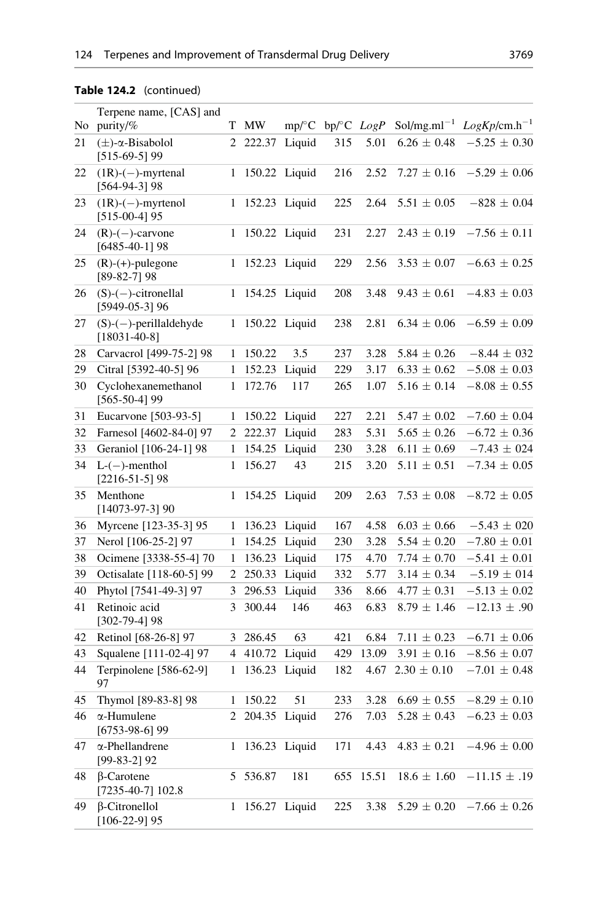**Table 124.2** (continued)

| No | Terpene name, [CAS] and purity/% | T | MW | mp/°C | bp/°C | *LogP* | Sol/mg.ml$^{-1}$ | *LogKp*/cm.h$^{-1}$ |
|---|---|---|---|---|---|---|---|---|
| 21 | (±)-α-Bisabolol [515-69-5] 99 | 2 | 222.37 | Liquid | 315 | 5.01 | 6.26 ± 0.48 | −5.25 ± 0.30 |
| 22 | (1R)-(−)-myrtenal [564-94-3] 98 | 1 | 150.22 | Liquid | 216 | 2.52 | 7.27 ± 0.16 | −5.29 ± 0.06 |
| 23 | (1R)-(−)-myrtenol [515-00-4] 95 | 1 | 152.23 | Liquid | 225 | 2.64 | 5.51 ± 0.05 | −828 ± 0.04 |
| 24 | (R)-(−)-carvone [6485-40-1] 98 | 1 | 150.22 | Liquid | 231 | 2.27 | 2.43 ± 0.19 | −7.56 ± 0.11 |
| 25 | (R)-(+)-pulegone [89-82-7] 98 | 1 | 152.23 | Liquid | 229 | 2.56 | 3.53 ± 0.07 | −6.63 ± 0.25 |
| 26 | (S)-(−)-citronellal [5949-05-3] 96 | 1 | 154.25 | Liquid | 208 | 3.48 | 9.43 ± 0.61 | −4.83 ± 0.03 |
| 27 | (S)-(−)-perillaldehyde [18031-40-8] | 1 | 150.22 | Liquid | 238 | 2.81 | 6.34 ± 0.06 | −6.59 ± 0.09 |
| 28 | Carvacrol [499-75-2] 98 | 1 | 150.22 | 3.5 | 237 | 3.28 | 5.84 ± 0.26 | −8.44 ± 032 |
| 29 | Citral [5392-40-5] 96 | 1 | 152.23 | Liquid | 229 | 3.17 | 6.33 ± 0.62 | −5.08 ± 0.03 |
| 30 | Cyclohexanemethanol [565-50-4] 99 | 1 | 172.76 | 117 | 265 | 1.07 | 5.16 ± 0.14 | −8.08 ± 0.55 |
| 31 | Eucarvone [503-93-5] | 1 | 150.22 | Liquid | 227 | 2.21 | 5.47 ± 0.02 | −7.60 ± 0.04 |
| 32 | Farnesol [4602-84-0] 97 | 2 | 222.37 | Liquid | 283 | 5.31 | 5.65 ± 0.26 | −6.72 ± 0.36 |
| 33 | Geraniol [106-24-1] 98 | 1 | 154.25 | Liquid | 230 | 3.28 | 6.11 ± 0.69 | −7.43 ± 024 |
| 34 | L-(−)-menthol [2216-51-5] 98 | 1 | 156.27 | 43 | 215 | 3.20 | 5.11 ± 0.51 | −7.34 ± 0.05 |
| 35 | Menthone [14073-97-3] 90 | 1 | 154.25 | Liquid | 209 | 2.63 | 7.53 ± 0.08 | −8.72 ± 0.05 |
| 36 | Myrcene [123-35-3] 95 | 1 | 136.23 | Liquid | 167 | 4.58 | 6.03 ± 0.66 | −5.43 ± 020 |
| 37 | Nerol [106-25-2] 97 | 1 | 154.25 | Liquid | 230 | 3.28 | 5.54 ± 0.20 | −7.80 ± 0.01 |
| 38 | Ocimene [3338-55-4] 70 | 1 | 136.23 | Liquid | 175 | 4.70 | 7.74 ± 0.70 | −5.41 ± 0.01 |
| 39 | Octisalate [118-60-5] 99 | 2 | 250.33 | Liquid | 332 | 5.77 | 3.14 ± 0.34 | −5.19 ± 014 |
| 40 | Phytol [7541-49-3] 97 | 3 | 296.53 | Liquid | 336 | 8.66 | 4.77 ± 0.31 | −5.13 ± 0.02 |
| 41 | Retinoic acid [302-79-4] 98 | 3 | 300.44 | 146 | 463 | 6.83 | 8.79 ± 1.46 | −12.13 ± .90 |
| 42 | Retinol [68-26-8] 97 | 3 | 286.45 | 63 | 421 | 6.84 | 7.11 ± 0.23 | −6.71 ± 0.06 |
| 43 | Squalene [111-02-4] 97 | 4 | 410.72 | Liquid | 429 | 13.09 | 3.91 ± 0.16 | −8.56 ± 0.07 |
| 44 | Terpinolene [586-62-9] 97 | 1 | 136.23 | Liquid | 182 | 4.67 | 2.30 ± 0.10 | −7.01 ± 0.48 |
| 45 | Thymol [89-83-8] 98 | 1 | 150.22 | 51 | 233 | 3.28 | 6.69 ± 0.55 | −8.29 ± 0.10 |
| 46 | α-Humulene [6753-98-6] 99 | 2 | 204.35 | Liquid | 276 | 7.03 | 5.28 ± 0.43 | −6.23 ± 0.03 |
| 47 | α-Phellandrene [99-83-2] 92 | 1 | 136.23 | Liquid | 171 | 4.43 | 4.83 ± 0.21 | −4.96 ± 0.00 |
| 48 | β-Carotene [7235-40-7] 102.8 | 5 | 536.87 | 181 | 655 | 15.51 | 18.6 ± 1.60 | −11.15 ± .19 |
| 49 | β-Citronellol [106-22-9] 95 | 1 | 156.27 | Liquid | 225 | 3.38 | 5.29 ± 0.20 | −7.66 ± 0.26 |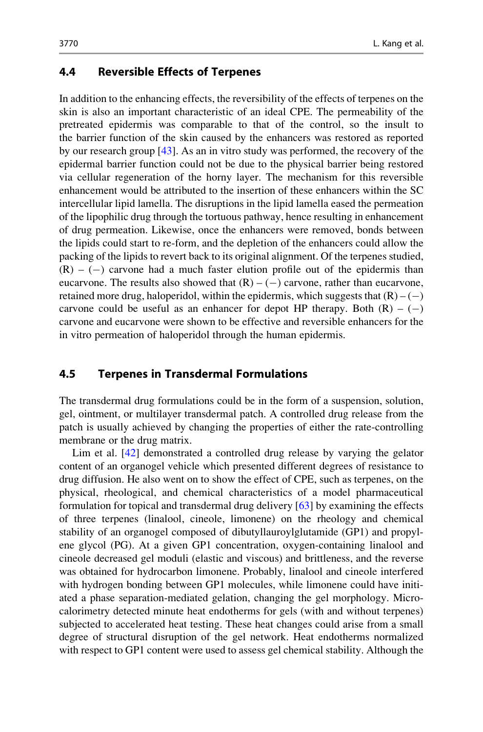### 4.4 Reversible Effects of Terpenes

In addition to the enhancing effects, the reversibility of the effects of terpenes on the skin is also an important characteristic of an ideal CPE. The permeability of the pretreated epidermis was comparable to that of the control, so the insult to the barrier function of the skin caused by the enhancers was restored as reported by our research group [43]. As an in vitro study was performed, the recovery of the epidermal barrier function could not be due to the physical barrier being restored via cellular regeneration of the horny layer. The mechanism for this reversible enhancement would be attributed to the insertion of these enhancers within the SC intercellular lipid lamella. The disruptions in the lipid lamella eased the permeation of the lipophilic drug through the tortuous pathway, hence resulting in enhancement of drug permeation. Likewise, once the enhancers were removed, bonds between the lipids could start to re-form, and the depletion of the enhancers could allow the packing of the lipids to revert back to its original alignment. Of the terpenes studied, (R) – (−) carvone had a much faster elution profile out of the epidermis than eucarvone. The results also showed that (R) – (−) carvone, rather than eucarvone, retained more drug, haloperidol, within the epidermis, which suggests that (R) – (−) carvone could be useful as an enhancer for depot HP therapy. Both (R) – (−) carvone and eucarvone were shown to be effective and reversible enhancers for the in vitro permeation of haloperidol through the human epidermis.

### 4.5 Terpenes in Transdermal Formulations

The transdermal drug formulations could be in the form of a suspension, solution, gel, ointment, or multilayer transdermal patch. A controlled drug release from the patch is usually achieved by changing the properties of either the rate-controlling membrane or the drug matrix.

Lim et al. [42] demonstrated a controlled drug release by varying the gelator content of an organogel vehicle which presented different degrees of resistance to drug diffusion. He also went on to show the effect of CPE, such as terpenes, on the physical, rheological, and chemical characteristics of a model pharmaceutical formulation for topical and transdermal drug delivery [63] by examining the effects of three terpenes (linalool, cineole, limonene) on the rheology and chemical stability of an organogel composed of dibutyllauroylglutamide (GP1) and propylene glycol (PG). At a given GP1 concentration, oxygen-containing linalool and cineole decreased gel moduli (elastic and viscous) and brittleness, and the reverse was obtained for hydrocarbon limonene. Probably, linalool and cineole interfered with hydrogen bonding between GP1 molecules, while limonene could have initiated a phase separation-mediated gelation, changing the gel morphology. Microcalorimetry detected minute heat endotherms for gels (with and without terpenes) subjected to accelerated heat testing. These heat changes could arise from a small degree of structural disruption of the gel network. Heat endotherms normalized with respect to GP1 content were used to assess gel chemical stability. Although the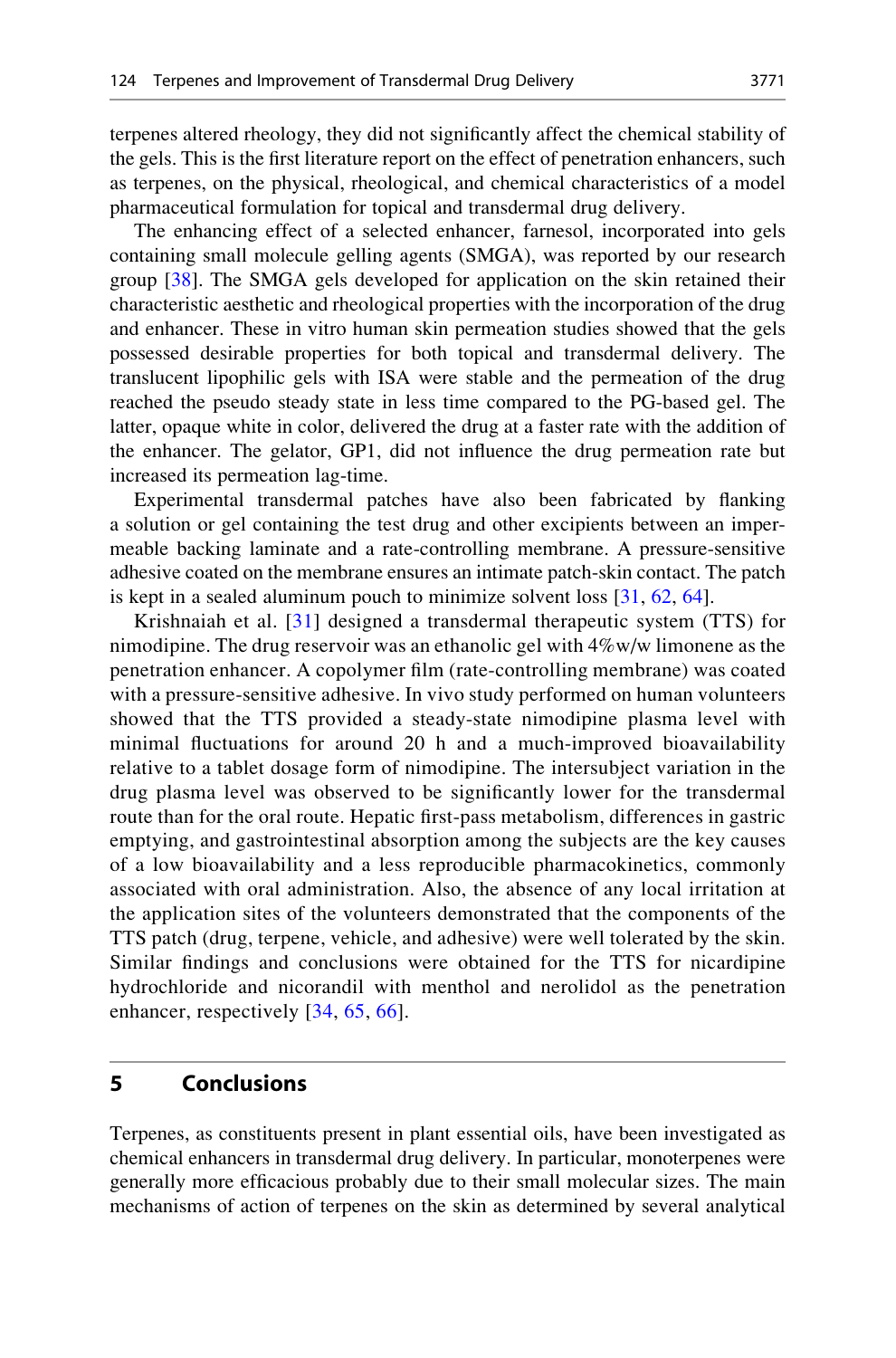terpenes altered rheology, they did not significantly affect the chemical stability of the gels. This is the first literature report on the effect of penetration enhancers, such as terpenes, on the physical, rheological, and chemical characteristics of a model pharmaceutical formulation for topical and transdermal drug delivery.

The enhancing effect of a selected enhancer, farnesol, incorporated into gels containing small molecule gelling agents (SMGA), was reported by our research group [38]. The SMGA gels developed for application on the skin retained their characteristic aesthetic and rheological properties with the incorporation of the drug and enhancer. These in vitro human skin permeation studies showed that the gels possessed desirable properties for both topical and transdermal delivery. The translucent lipophilic gels with ISA were stable and the permeation of the drug reached the pseudo steady state in less time compared to the PG-based gel. The latter, opaque white in color, delivered the drug at a faster rate with the addition of the enhancer. The gelator, GP1, did not influence the drug permeation rate but increased its permeation lag-time.

Experimental transdermal patches have also been fabricated by flanking a solution or gel containing the test drug and other excipients between an impermeable backing laminate and a rate-controlling membrane. A pressure-sensitive adhesive coated on the membrane ensures an intimate patch-skin contact. The patch is kept in a sealed aluminum pouch to minimize solvent loss [31, 62, 64].

Krishnaiah et al. [31] designed a transdermal therapeutic system (TTS) for nimodipine. The drug reservoir was an ethanolic gel with 4%w/w limonene as the penetration enhancer. A copolymer film (rate-controlling membrane) was coated with a pressure-sensitive adhesive. In vivo study performed on human volunteers showed that the TTS provided a steady-state nimodipine plasma level with minimal fluctuations for around 20 h and a much-improved bioavailability relative to a tablet dosage form of nimodipine. The intersubject variation in the drug plasma level was observed to be significantly lower for the transdermal route than for the oral route. Hepatic first-pass metabolism, differences in gastric emptying, and gastrointestinal absorption among the subjects are the key causes of a low bioavailability and a less reproducible pharmacokinetics, commonly associated with oral administration. Also, the absence of any local irritation at the application sites of the volunteers demonstrated that the components of the TTS patch (drug, terpene, vehicle, and adhesive) were well tolerated by the skin. Similar findings and conclusions were obtained for the TTS for nicardipine hydrochloride and nicorandil with menthol and nerolidol as the penetration enhancer, respectively [34, 65, 66].

## 5 Conclusions

Terpenes, as constituents present in plant essential oils, have been investigated as chemical enhancers in transdermal drug delivery. In particular, monoterpenes were generally more efficacious probably due to their small molecular sizes. The main mechanisms of action of terpenes on the skin as determined by several analytical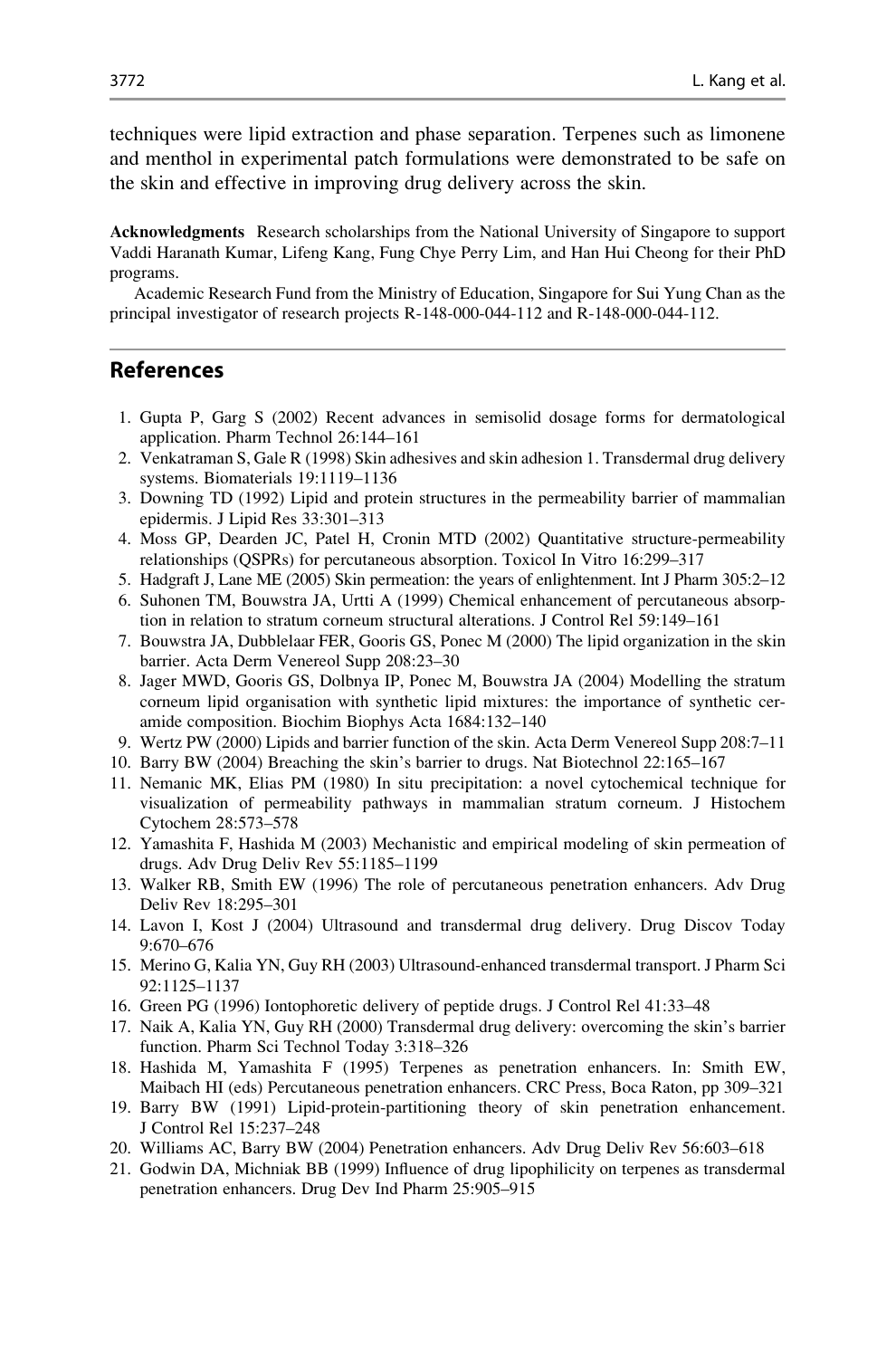techniques were lipid extraction and phase separation. Terpenes such as limonene and menthol in experimental patch formulations were demonstrated to be safe on the skin and effective in improving drug delivery across the skin.

**Acknowledgments** Research scholarships from the National University of Singapore to support Vaddi Haranath Kumar, Lifeng Kang, Fung Chye Perry Lim, and Han Hui Cheong for their PhD programs.

Academic Research Fund from the Ministry of Education, Singapore for Sui Yung Chan as the principal investigator of research projects R-148-000-044-112 and R-148-000-044-112.

## References

1. Gupta P, Garg S (2002) Recent advances in semisolid dosage forms for dermatological application. Pharm Technol 26:144–161
2. Venkatraman S, Gale R (1998) Skin adhesives and skin adhesion 1. Transdermal drug delivery systems. Biomaterials 19:1119–1136
3. Downing TD (1992) Lipid and protein structures in the permeability barrier of mammalian epidermis. J Lipid Res 33:301–313
4. Moss GP, Dearden JC, Patel H, Cronin MTD (2002) Quantitative structure-permeability relationships (QSPRs) for percutaneous absorption. Toxicol In Vitro 16:299–317
5. Hadgraft J, Lane ME (2005) Skin permeation: the years of enlightenment. Int J Pharm 305:2–12
6. Suhonen TM, Bouwstra JA, Urtti A (1999) Chemical enhancement of percutaneous absorption in relation to stratum corneum structural alterations. J Control Rel 59:149–161
7. Bouwstra JA, Dubblelaar FER, Gooris GS, Ponec M (2000) The lipid organization in the skin barrier. Acta Derm Venereol Supp 208:23–30
8. Jager MWD, Gooris GS, Dolbnya IP, Ponec M, Bouwstra JA (2004) Modelling the stratum corneum lipid organisation with synthetic lipid mixtures: the importance of synthetic ceramide composition. Biochim Biophys Acta 1684:132–140
9. Wertz PW (2000) Lipids and barrier function of the skin. Acta Derm Venereol Supp 208:7–11
10. Barry BW (2004) Breaching the skin's barrier to drugs. Nat Biotechnol 22:165–167
11. Nemanic MK, Elias PM (1980) In situ precipitation: a novel cytochemical technique for visualization of permeability pathways in mammalian stratum corneum. J Histochem Cytochem 28:573–578
12. Yamashita F, Hashida M (2003) Mechanistic and empirical modeling of skin permeation of drugs. Adv Drug Deliv Rev 55:1185–1199
13. Walker RB, Smith EW (1996) The role of percutaneous penetration enhancers. Adv Drug Deliv Rev 18:295–301
14. Lavon I, Kost J (2004) Ultrasound and transdermal drug delivery. Drug Discov Today 9:670–676
15. Merino G, Kalia YN, Guy RH (2003) Ultrasound-enhanced transdermal transport. J Pharm Sci 92:1125–1137
16. Green PG (1996) Iontophoretic delivery of peptide drugs. J Control Rel 41:33–48
17. Naik A, Kalia YN, Guy RH (2000) Transdermal drug delivery: overcoming the skin's barrier function. Pharm Sci Technol Today 3:318–326
18. Hashida M, Yamashita F (1995) Terpenes as penetration enhancers. In: Smith EW, Maibach HI (eds) Percutaneous penetration enhancers. CRC Press, Boca Raton, pp 309–321
19. Barry BW (1991) Lipid-protein-partitioning theory of skin penetration enhancement. J Control Rel 15:237–248
20. Williams AC, Barry BW (2004) Penetration enhancers. Adv Drug Deliv Rev 56:603–618
21. Godwin DA, Michniak BB (1999) Influence of drug lipophilicity on terpenes as transdermal penetration enhancers. Drug Dev Ind Pharm 25:905–915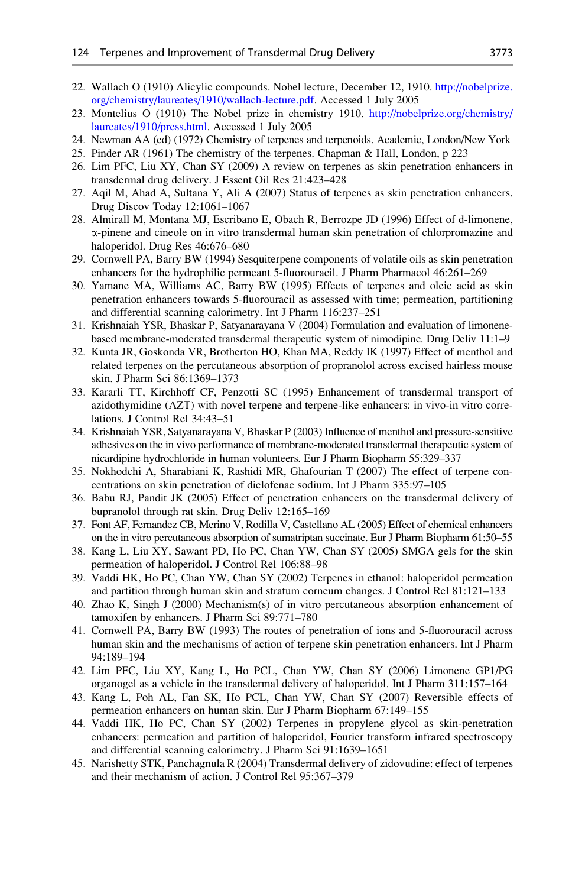22. Wallach O (1910) Alicylic compounds. Nobel lecture, December 12, 1910. http://nobelprize.org/chemistry/laureates/1910/wallach-lecture.pdf. Accessed 1 July 2005
23. Montelius O (1910) The Nobel prize in chemistry 1910. http://nobelprize.org/chemistry/laureates/1910/press.html. Accessed 1 July 2005
24. Newman AA (ed) (1972) Chemistry of terpenes and terpenoids. Academic, London/New York
25. Pinder AR (1961) The chemistry of the terpenes. Chapman & Hall, London, p 223
26. Lim PFC, Liu XY, Chan SY (2009) A review on terpenes as skin penetration enhancers in transdermal drug delivery. J Essent Oil Res 21:423–428
27. Aqil M, Ahad A, Sultana Y, Ali A (2007) Status of terpenes as skin penetration enhancers. Drug Discov Today 12:1061–1067
28. Almirall M, Montana MJ, Escribano E, Obach R, Berrozpe JD (1996) Effect of d-limonene, α-pinene and cineole on in vitro transdermal human skin penetration of chlorpromazine and haloperidol. Drug Res 46:676–680
29. Cornwell PA, Barry BW (1994) Sesquiterpene components of volatile oils as skin penetration enhancers for the hydrophilic permeant 5-fluorouracil. J Pharm Pharmacol 46:261–269
30. Yamane MA, Williams AC, Barry BW (1995) Effects of terpenes and oleic acid as skin penetration enhancers towards 5-fluorouracil as assessed with time; permeation, partitioning and differential scanning calorimetry. Int J Pharm 116:237–251
31. Krishnaiah YSR, Bhaskar P, Satyanarayana V (2004) Formulation and evaluation of limonene-based membrane-moderated transdermal therapeutic system of nimodipine. Drug Deliv 11:1–9
32. Kunta JR, Goskonda VR, Brotherton HO, Khan MA, Reddy IK (1997) Effect of menthol and related terpenes on the percutaneous absorption of propranolol across excised hairless mouse skin. J Pharm Sci 86:1369–1373
33. Kararli TT, Kirchhoff CF, Penzotti SC (1995) Enhancement of transdermal transport of azidothymidine (AZT) with novel terpene and terpene-like enhancers: in vivo-in vitro correlations. J Control Rel 34:43–51
34. Krishnaiah YSR, Satyanarayana V, Bhaskar P (2003) Influence of menthol and pressure-sensitive adhesives on the in vivo performance of membrane-moderated transdermal therapeutic system of nicardipine hydrochloride in human volunteers. Eur J Pharm Biopharm 55:329–337
35. Nokhodchi A, Sharabiani K, Rashidi MR, Ghafourian T (2007) The effect of terpene concentrations on skin penetration of diclofenac sodium. Int J Pharm 335:97–105
36. Babu RJ, Pandit JK (2005) Effect of penetration enhancers on the transdermal delivery of bupranolol through rat skin. Drug Deliv 12:165–169
37. Font AF, Fernandez CB, Merino V, Rodilla V, Castellano AL (2005) Effect of chemical enhancers on the in vitro percutaneous absorption of sumatriptan succinate. Eur J Pharm Biopharm 61:50–55
38. Kang L, Liu XY, Sawant PD, Ho PC, Chan YW, Chan SY (2005) SMGA gels for the skin permeation of haloperidol. J Control Rel 106:88–98
39. Vaddi HK, Ho PC, Chan YW, Chan SY (2002) Terpenes in ethanol: haloperidol permeation and partition through human skin and stratum corneum changes. J Control Rel 81:121–133
40. Zhao K, Singh J (2000) Mechanism(s) of in vitro percutaneous absorption enhancement of tamoxifen by enhancers. J Pharm Sci 89:771–780
41. Cornwell PA, Barry BW (1993) The routes of penetration of ions and 5-fluorouracil across human skin and the mechanisms of action of terpene skin penetration enhancers. Int J Pharm 94:189–194
42. Lim PFC, Liu XY, Kang L, Ho PCL, Chan YW, Chan SY (2006) Limonene GP1/PG organogel as a vehicle in the transdermal delivery of haloperidol. Int J Pharm 311:157–164
43. Kang L, Poh AL, Fan SK, Ho PCL, Chan YW, Chan SY (2007) Reversible effects of permeation enhancers on human skin. Eur J Pharm Biopharm 67:149–155
44. Vaddi HK, Ho PC, Chan SY (2002) Terpenes in propylene glycol as skin-penetration enhancers: permeation and partition of haloperidol, Fourier transform infrared spectroscopy and differential scanning calorimetry. J Pharm Sci 91:1639–1651
45. Narishetty STK, Panchagnula R (2004) Transdermal delivery of zidovudine: effect of terpenes and their mechanism of action. J Control Rel 95:367–379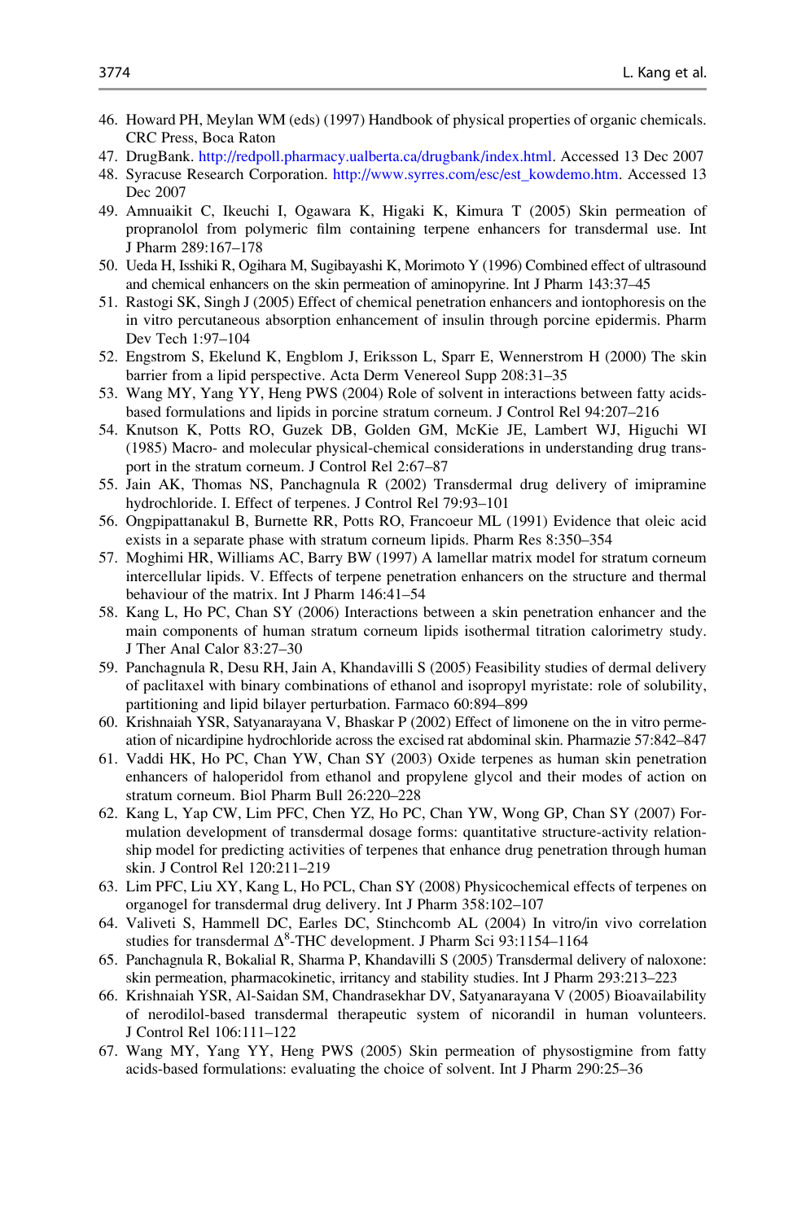46. Howard PH, Meylan WM (eds) (1997) Handbook of physical properties of organic chemicals. CRC Press, Boca Raton
47. DrugBank. http://redpoll.pharmacy.ualberta.ca/drugbank/index.html. Accessed 13 Dec 2007
48. Syracuse Research Corporation. http://www.syrres.com/esc/est_kowdemo.htm. Accessed 13 Dec 2007
49. Amnuaikit C, Ikeuchi I, Ogawara K, Higaki K, Kimura T (2005) Skin permeation of propranolol from polymeric film containing terpene enhancers for transdermal use. Int J Pharm 289:167–178
50. Ueda H, Isshiki R, Ogihara M, Sugibayashi K, Morimoto Y (1996) Combined effect of ultrasound and chemical enhancers on the skin permeation of aminopyrine. Int J Pharm 143:37–45
51. Rastogi SK, Singh J (2005) Effect of chemical penetration enhancers and iontophoresis on the in vitro percutaneous absorption enhancement of insulin through porcine epidermis. Pharm Dev Tech 1:97–104
52. Engstrom S, Ekelund K, Engblom J, Eriksson L, Sparr E, Wennerstrom H (2000) The skin barrier from a lipid perspective. Acta Derm Venereol Supp 208:31–35
53. Wang MY, Yang YY, Heng PWS (2004) Role of solvent in interactions between fatty acids-based formulations and lipids in porcine stratum corneum. J Control Rel 94:207–216
54. Knutson K, Potts RO, Guzek DB, Golden GM, McKie JE, Lambert WJ, Higuchi WI (1985) Macro- and molecular physical-chemical considerations in understanding drug transport in the stratum corneum. J Control Rel 2:67–87
55. Jain AK, Thomas NS, Panchagnula R (2002) Transdermal drug delivery of imipramine hydrochloride. I. Effect of terpenes. J Control Rel 79:93–101
56. Ongpipattanakul B, Burnette RR, Potts RO, Francoeur ML (1991) Evidence that oleic acid exists in a separate phase with stratum corneum lipids. Pharm Res 8:350–354
57. Moghimi HR, Williams AC, Barry BW (1997) A lamellar matrix model for stratum corneum intercellular lipids. V. Effects of terpene penetration enhancers on the structure and thermal behaviour of the matrix. Int J Pharm 146:41–54
58. Kang L, Ho PC, Chan SY (2006) Interactions between a skin penetration enhancer and the main components of human stratum corneum lipids isothermal titration calorimetry study. J Ther Anal Calor 83:27–30
59. Panchagnula R, Desu RH, Jain A, Khandavilli S (2005) Feasibility studies of dermal delivery of paclitaxel with binary combinations of ethanol and isopropyl myristate: role of solubility, partitioning and lipid bilayer perturbation. Farmaco 60:894–899
60. Krishnaiah YSR, Satyanarayana V, Bhaskar P (2002) Effect of limonene on the in vitro permeation of nicardipine hydrochloride across the excised rat abdominal skin. Pharmazie 57:842–847
61. Vaddi HK, Ho PC, Chan YW, Chan SY (2003) Oxide terpenes as human skin penetration enhancers of haloperidol from ethanol and propylene glycol and their modes of action on stratum corneum. Biol Pharm Bull 26:220–228
62. Kang L, Yap CW, Lim PFC, Chen YZ, Ho PC, Chan YW, Wong GP, Chan SY (2007) Formulation development of transdermal dosage forms: quantitative structure-activity relationship model for predicting activities of terpenes that enhance drug penetration through human skin. J Control Rel 120:211–219
63. Lim PFC, Liu XY, Kang L, Ho PCL, Chan SY (2008) Physicochemical effects of terpenes on organogel for transdermal drug delivery. Int J Pharm 358:102–107
64. Valiveti S, Hammell DC, Earles DC, Stinchcomb AL (2004) In vitro/in vivo correlation studies for transdermal $\Delta^8$-THC development. J Pharm Sci 93:1154–1164
65. Panchagnula R, Bokalial R, Sharma P, Khandavilli S (2005) Transdermal delivery of naloxone: skin permeation, pharmacokinetic, irritancy and stability studies. Int J Pharm 293:213–223
66. Krishnaiah YSR, Al-Saidan SM, Chandrasekhar DV, Satyanarayana V (2005) Bioavailability of nerodilol-based transdermal therapeutic system of nicorandil in human volunteers. J Control Rel 106:111–122
67. Wang MY, Yang YY, Heng PWS (2005) Skin permeation of physostigmine from fatty acids-based formulations: evaluating the choice of solvent. Int J Pharm 290:25–36